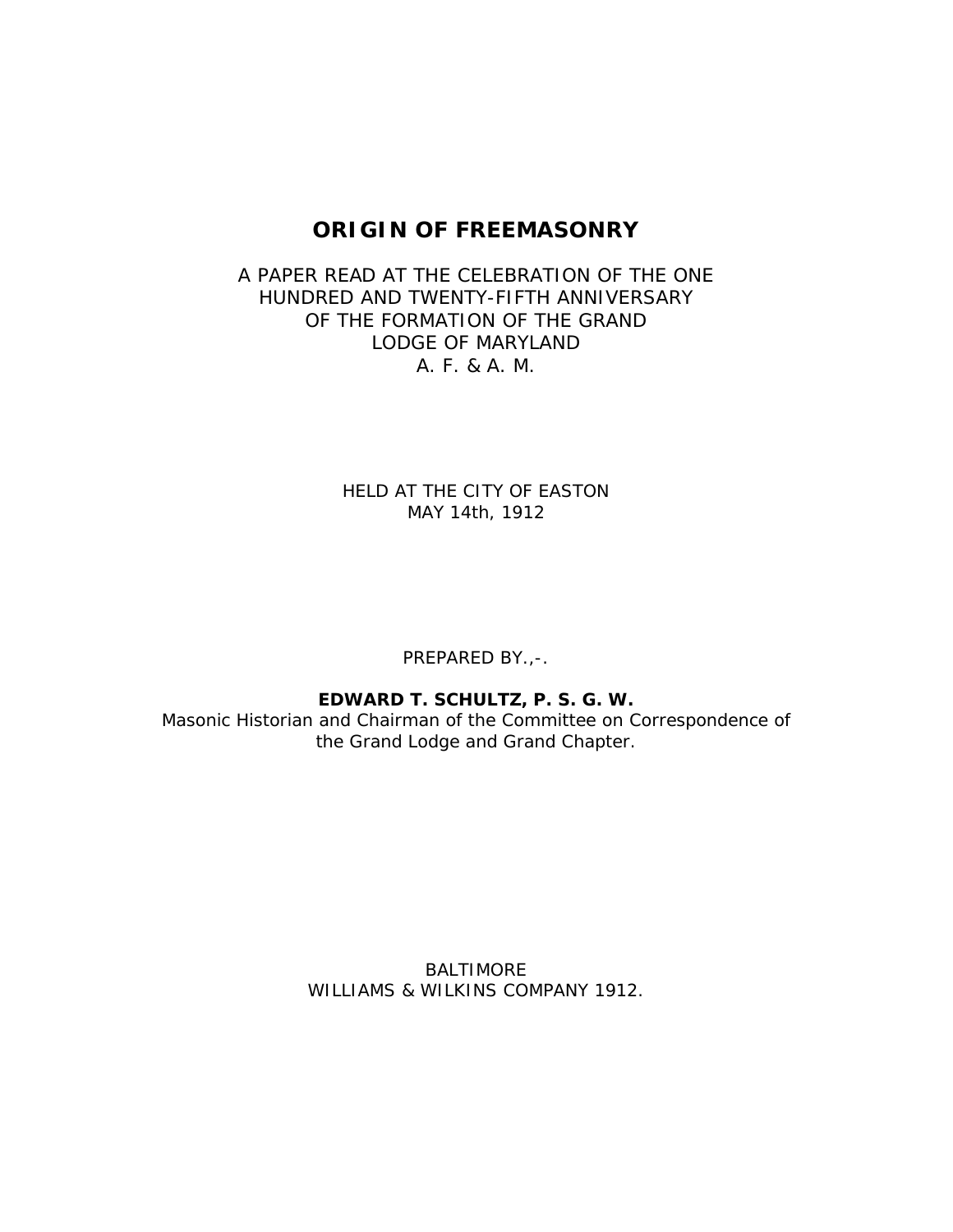# ORIGIN OF FREEMASONRY

A PAPER READ AT THE CELEBRATION OF THE ONE HUNDRED AND TWENTY-FIFTH ANNIVERSARY OF THE FORMATION OF THE GRAND LODGE OF MARYLAND
A. F. & A. M.

HELD AT THE CITY OF EASTON
MAY 14th, 1912

PREPARED BY.,-.

**EDWARD T. SCHULTZ, P. S. G. W.**
Masonic Historian and Chairman of the Committee on Correspondence of the Grand Lodge and Grand Chapter.

BALTIMORE
WILLIAMS & WILKINS COMPANY 1912.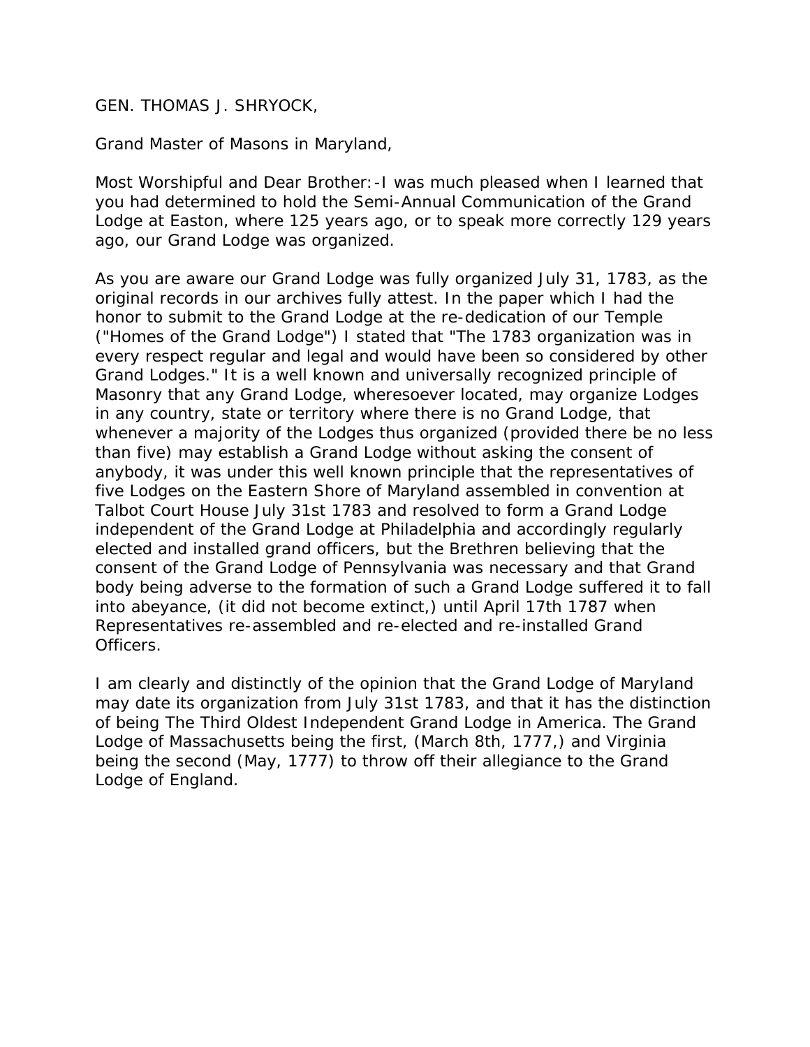GEN. THOMAS J. SHRYOCK,

Grand Master of Masons in Maryland,

Most Worshipful and Dear Brother:-I was much pleased when I learned that you had determined to hold the Semi-Annual Communication of the Grand Lodge at Easton, where 125 years ago, or to speak more correctly 129 years ago, our Grand Lodge was organized.

As you are aware our Grand Lodge was fully organized July 31, 1783, as the original records in our archives fully attest. In the paper which I had the honor to submit to the Grand Lodge at the re-dedication of our Temple ("Homes of the Grand Lodge") I stated that "The 1783 organization was in every respect regular and legal and would have been so considered by other Grand Lodges." It is a well known and universally recognized principle of Masonry that any Grand Lodge, wheresoever located, may organize Lodges in any country, state or territory where there is no Grand Lodge, that whenever a majority of the Lodges thus organized (provided there be no less than five) may establish a Grand Lodge without asking the consent of anybody, it was under this well known principle that the representatives of five Lodges on the Eastern Shore of Maryland assembled in convention at Talbot Court House July 31st 1783 and resolved to form a Grand Lodge independent of the Grand Lodge at Philadelphia and accordingly regularly elected and installed grand officers, but the Brethren believing that the consent of the Grand Lodge of Pennsylvania was necessary and that Grand body being adverse to the formation of such a Grand Lodge suffered it to fall into abeyance, (it did not become extinct,) until April 17th 1787 when Representatives re-assembled and re-elected and re-installed Grand Officers.

I am clearly and distinctly of the opinion that the Grand Lodge of Maryland may date its organization from July 31st 1783, and that it has the distinction of being The Third Oldest Independent Grand Lodge in America. The Grand Lodge of Massachusetts being the first, (March 8th, 1777,) and Virginia being the second (May, 1777) to throw off their allegiance to the Grand Lodge of England.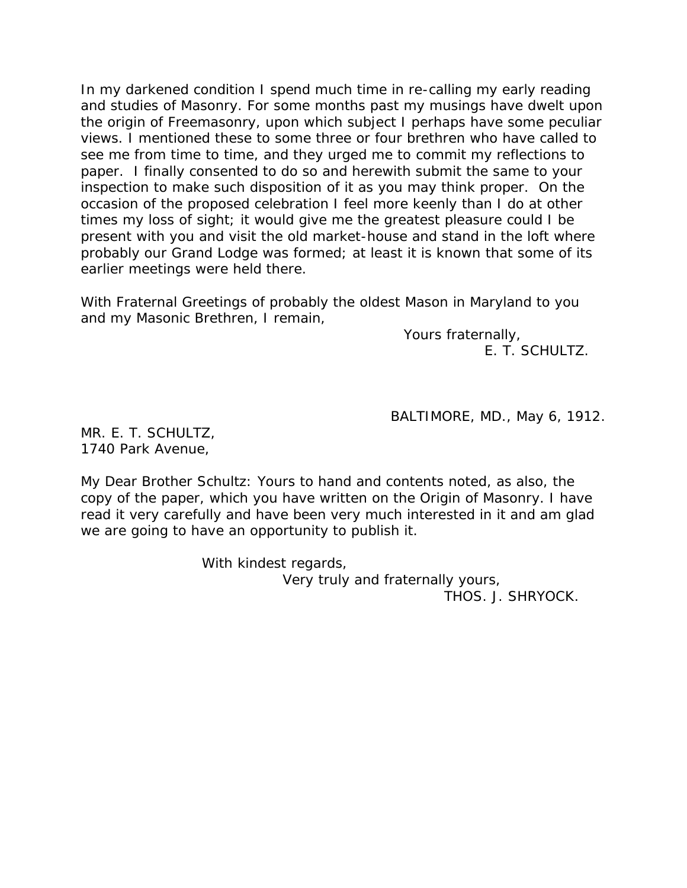In my darkened condition I spend much time in re-calling my early reading and studies of Masonry. For some months past my musings have dwelt upon the origin of Freemasonry, upon which subject I perhaps have some peculiar views. I mentioned these to some three or four brethren who have called to see me from time to time, and they urged me to commit my reflections to paper. I finally consented to do so and herewith submit the same to your inspection to make such disposition of it as you may think proper. On the occasion of the proposed celebration I feel more keenly than I do at other times my loss of sight; it would give me the greatest pleasure could I be present with you and visit the old market-house and stand in the loft where probably our Grand Lodge was formed; at least it is known that some of its earlier meetings were held there.

With Fraternal Greetings of probably the oldest Mason in Maryland to you and my Masonic Brethren, I remain,

Yours fraternally,
E. T. SCHULTZ.

BALTIMORE, MD., May 6, 1912.

MR. E. T. SCHULTZ,
1740 Park Avenue,

My Dear Brother Schultz: Yours to hand and contents noted, as also, the copy of the paper, which you have written on the Origin of Masonry. I have read it very carefully and have been very much interested in it and am glad we are going to have an opportunity to publish it.

With kindest regards,
Very truly and fraternally yours,
THOS. J. SHRYOCK.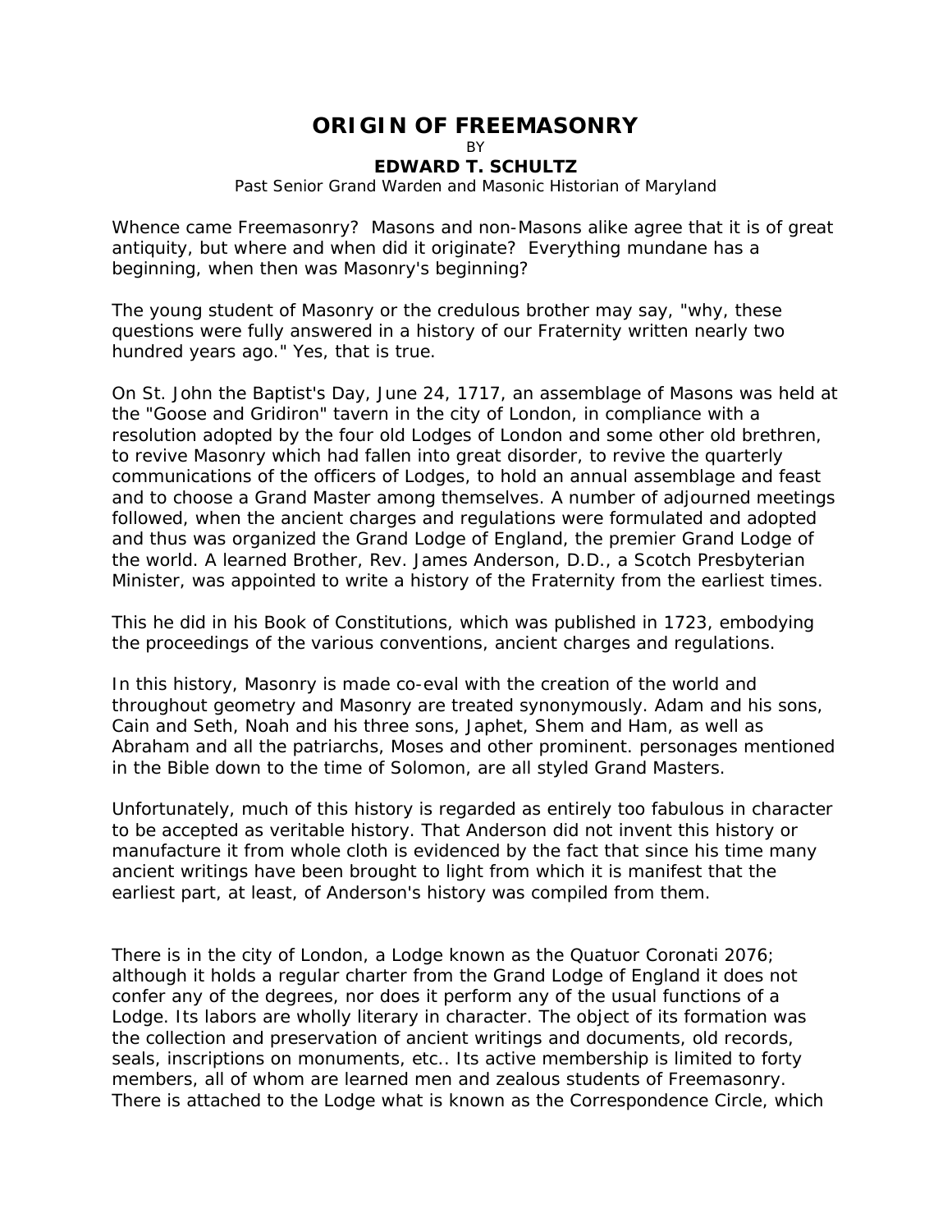# ORIGIN OF FREEMASONRY

BY

**EDWARD T. SCHULTZ**

*Past Senior Grand Warden and Masonic Historian of Maryland*

Whence came Freemasonry? Masons and non-Masons alike agree that it is of great antiquity, but where and when did it originate? Everything mundane has a beginning, when then was Masonry's beginning?

The young student of Masonry or the credulous brother may say, "why, these questions were fully answered in a history of our Fraternity written nearly two hundred years ago." Yes, that is true.

On St. John the Baptist's Day, June 24, 1717, an assemblage of Masons was held at the "Goose and Gridiron" tavern in the city of London, in compliance with a resolution adopted by the four old Lodges of London and some other old brethren, to revive Masonry which had fallen into great disorder, to revive the quarterly communications of the officers of Lodges, to hold an annual assemblage and feast and to choose a Grand Master among themselves. A number of adjourned meetings followed, when the ancient charges and regulations were formulated and adopted and thus was organized the Grand Lodge of England, the premier Grand Lodge of the world. A learned Brother, Rev. James Anderson, D.D., a Scotch Presbyterian Minister, was appointed to write a history of the Fraternity from the earliest times.

This he did in his Book of Constitutions, which was published in 1723, embodying the proceedings of the various conventions, ancient charges and regulations.

In this history, Masonry is made co-eval with the creation of the world and throughout geometry and Masonry are treated synonymously. Adam and his sons, Cain and Seth, Noah and his three sons, Japhet, Shem and Ham, as well as Abraham and all the patriarchs, Moses and other prominent. personages mentioned in the Bible down to the time of Solomon, are all styled Grand Masters.

Unfortunately, much of this history is regarded as entirely too fabulous in character to be accepted as veritable history. That Anderson did not invent this history or manufacture it from whole cloth is evidenced by the fact that since his time many ancient writings have been brought to light from which it is manifest that the earliest part, at least, of Anderson's history was compiled from them.

There is in the city of London, a Lodge known as the Quatuor Coronati 2076; although it holds a regular charter from the Grand Lodge of England it does not confer any of the degrees, nor does it perform any of the usual functions of a Lodge. Its labors are wholly literary in character. The object of its formation was the collection and preservation of ancient writings and documents, old records, seals, inscriptions on monuments, etc.. Its active membership is limited to forty members, all of whom are learned men and zealous students of Freemasonry. There is attached to the Lodge what is known as the Correspondence Circle, which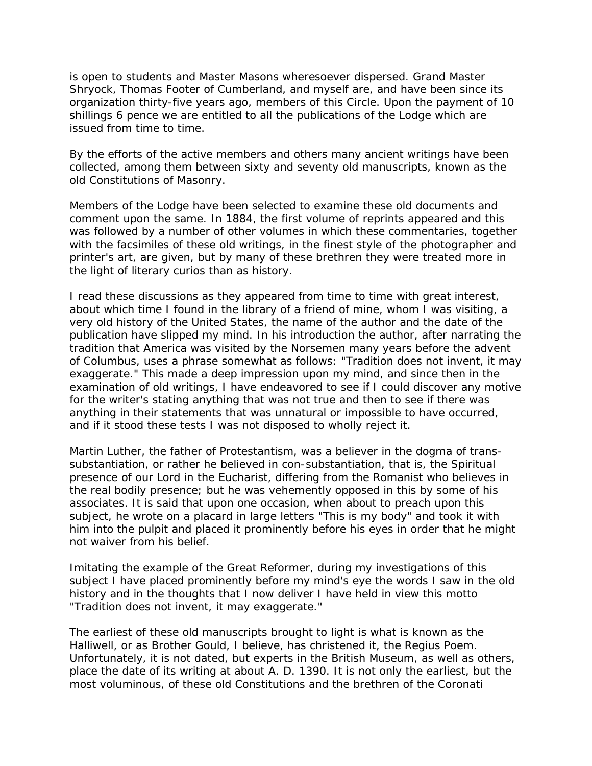is open to students and Master Masons wheresoever dispersed. Grand Master Shryock, Thomas Footer of Cumberland, and myself are, and have been since its organization thirty-five years ago, members of this Circle. Upon the payment of 10 shillings 6 pence we are entitled to all the publications of the Lodge which are issued from time to time.

By the efforts of the active members and others many ancient writings have been collected, among them between sixty and seventy old manuscripts, known as the old Constitutions of Masonry.

Members of the Lodge have been selected to examine these old documents and comment upon the same. In 1884, the first volume of reprints appeared and this was followed by a number of other volumes in which these commentaries, together with the facsimiles of these old writings, in the finest style of the photographer and printer's art, are given, but by many of these brethren they were treated more in the light of literary curios than as history.

I read these discussions as they appeared from time to time with great interest, about which time I found in the library of a friend of mine, whom I was visiting, a very old history of the United States, the name of the author and the date of the publication have slipped my mind. In his introduction the author, after narrating the tradition that America was visited by the Norsemen many years before the advent of Columbus, uses a phrase somewhat as follows: "Tradition does not invent, it may exaggerate." This made a deep impression upon my mind, and since then in the examination of old writings, I have endeavored to see if I could discover any motive for the writer's stating anything that was not true and then to see if there was anything in their statements that was unnatural or impossible to have occurred, and if it stood these tests I was not disposed to wholly reject it.

Martin Luther, the father of Protestantism, was a believer in the dogma of trans-substantiation, or rather he believed in con-substantiation, that is, the Spiritual presence of our Lord in the Eucharist, differing from the Romanist who believes in the real bodily presence; but he was vehemently opposed in this by some of his associates. It is said that upon one occasion, when about to preach upon this subject, he wrote on a placard in large letters "This is my body" and took it with him into the pulpit and placed it prominently before his eyes in order that he might not waiver from his belief.

Imitating the example of the Great Reformer, during my investigations of this subject I have placed prominently before my mind's eye the words I saw in the old history and in the thoughts that I now deliver I have held in view this motto "Tradition does not invent, it may exaggerate."

The earliest of these old manuscripts brought to light is what is known as the Halliwell, or as Brother Gould, I believe, has christened it, the Regius Poem. Unfortunately, it is not dated, but experts in the British Museum, as well as others, place the date of its writing at about A. D. 1390. It is not only the earliest, but the most voluminous, of these old Constitutions and the brethren of the Coronati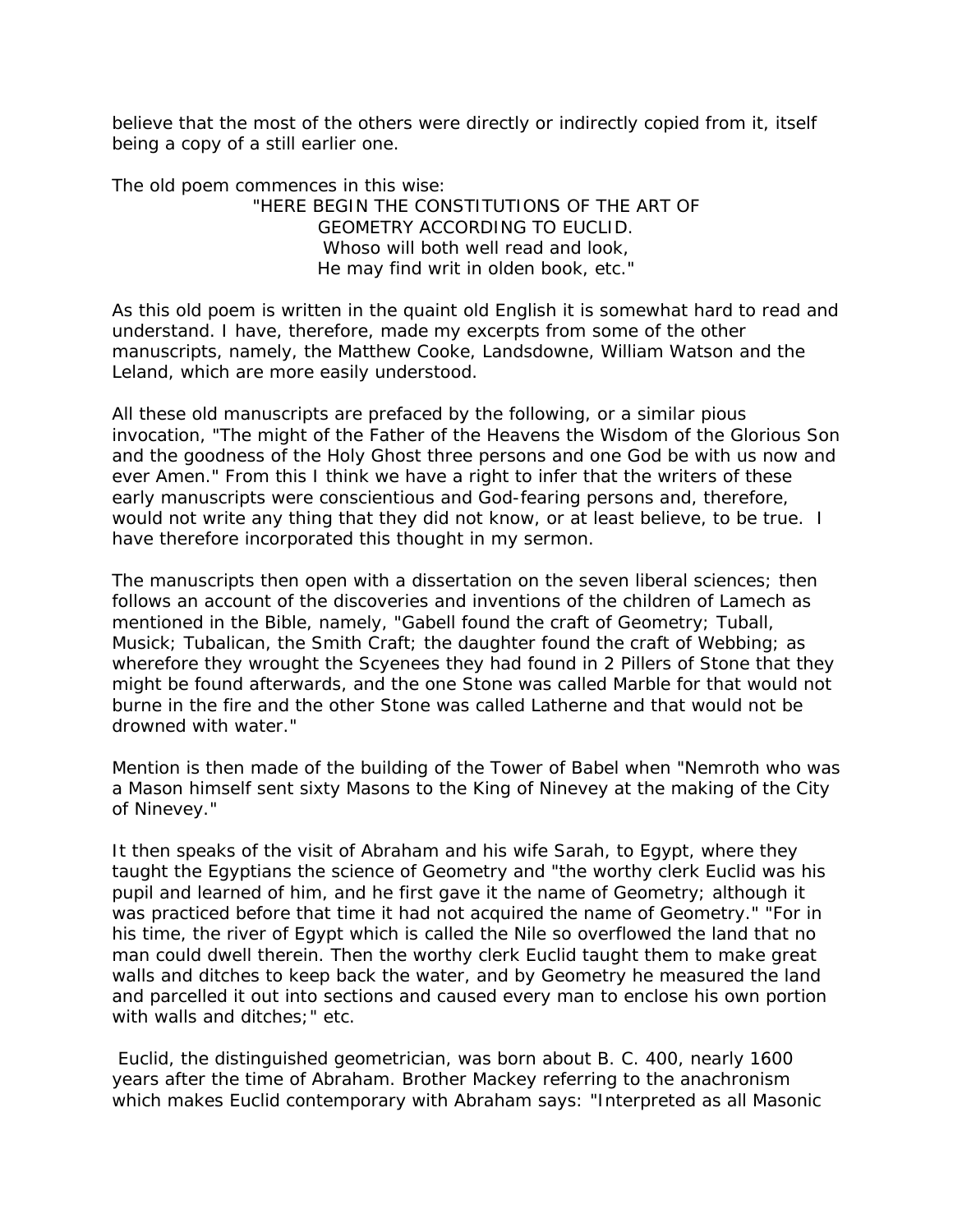believe that the most of the others were directly or indirectly copied from it, itself being a copy of a still earlier one.

The old poem commences in this wise:

> "HERE BEGIN THE CONSTITUTIONS OF THE ART OF
> GEOMETRY ACCORDING TO EUCLID.
> Whoso will both well read and look,
> He may find writ in olden book, etc."

As this old poem is written in the quaint old English it is somewhat hard to read and understand. I have, therefore, made my excerpts from some of the other manuscripts, namely, the Matthew Cooke, Landsdowne, William Watson and the Leland, which are more easily understood.

All these old manuscripts are prefaced by the following, or a similar pious invocation, "The might of the Father of the Heavens the Wisdom of the Glorious Son and the goodness of the Holy Ghost three persons and one God be with us now and ever Amen." From this I think we have a right to infer that the writers of these early manuscripts were conscientious and God-fearing persons and, therefore, would not write any thing that they did not know, or at least believe, to be true. I have therefore incorporated this thought in my sermon.

The manuscripts then open with a dissertation on the seven liberal sciences; then follows an account of the discoveries and inventions of the children of Lamech as mentioned in the Bible, namely, "Gabell found the craft of Geometry; Tuball, Musick; Tubalican, the Smith Craft; the daughter found the craft of Webbing; as wherefore they wrought the Scyenees they had found in 2 Pillers of Stone that they might be found afterwards, and the one Stone was called Marble for that would not burne in the fire and the other Stone was called Latherne and that would not be drowned with water."

Mention is then made of the building of the Tower of Babel when "Nemroth who was a Mason himself sent sixty Masons to the King of Ninevey at the making of the City of Ninevey."

It then speaks of the visit of Abraham and his wife Sarah, to Egypt, where they taught the Egyptians the science of Geometry and "the worthy clerk Euclid was his pupil and learned of him, and he first gave it the name of Geometry; although it was practiced before that time it had not acquired the name of Geometry." "For in his time, the river of Egypt which is called the Nile so overflowed the land that no man could dwell therein. Then the worthy clerk Euclid taught them to make great walls and ditches to keep back the water, and by Geometry he measured the land and parcelled it out into sections and caused every man to enclose his own portion with walls and ditches;" etc.

Euclid, the distinguished geometrician, was born about B. C. 400, nearly 1600 years after the time of Abraham. Brother Mackey referring to the anachronism which makes Euclid contemporary with Abraham says: "Interpreted as all Masonic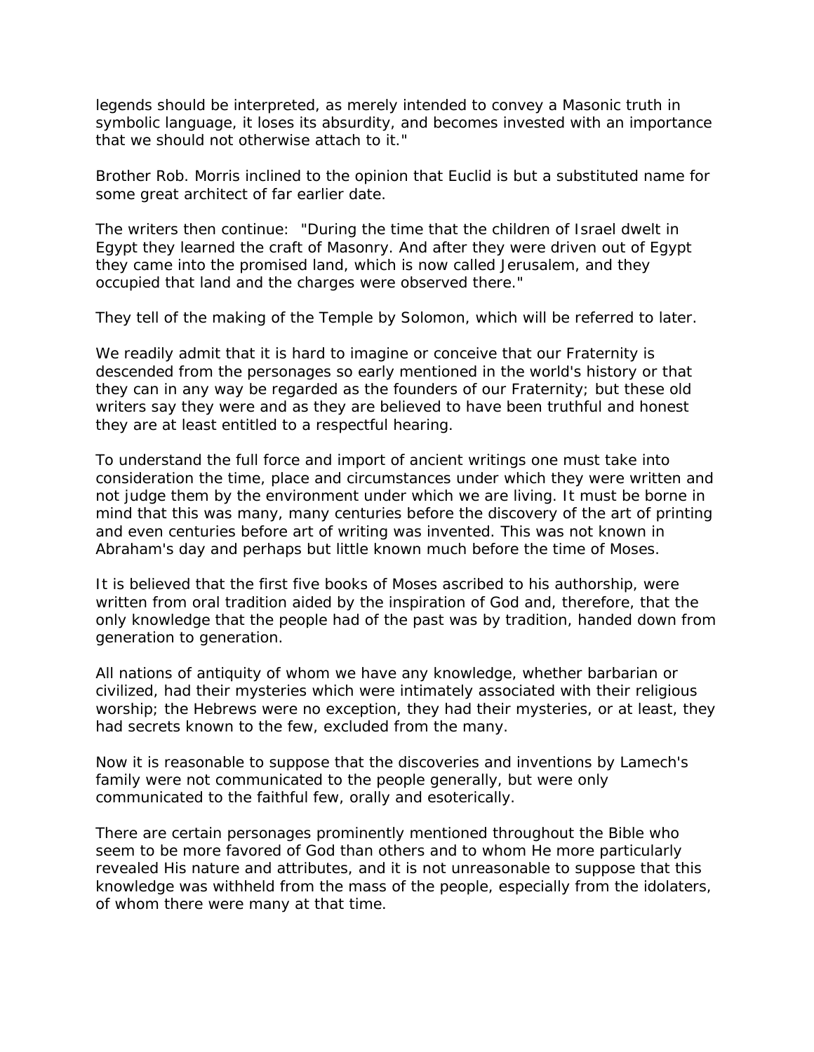legends should be interpreted, as merely intended to convey a Masonic truth in symbolic language, it loses its absurdity, and becomes invested with an importance that we should not otherwise attach to it."

Brother Rob. Morris inclined to the opinion that Euclid is but a substituted name for some great architect of far earlier date.

The writers then continue: "During the time that the children of Israel dwelt in Egypt they learned the craft of Masonry. And after they were driven out of Egypt they came into the promised land, which is now called Jerusalem, and they occupied that land and the charges were observed there."

They tell of the making of the Temple by Solomon, which will be referred to later.

We readily admit that it is hard to imagine or conceive that our Fraternity is descended from the personages so early mentioned in the world's history or that they can in any way be regarded as the founders of our Fraternity; but these old writers say they were and as they are believed to have been truthful and honest they are at least entitled to a respectful hearing.

To understand the full force and import of ancient writings one must take into consideration the time, place and circumstances under which they were written and not judge them by the environment under which we are living. It must be borne in mind that this was many, many centuries before the discovery of the art of printing and even centuries before art of writing was invented. This was not known in Abraham's day and perhaps but little known much before the time of Moses.

It is believed that the first five books of Moses ascribed to his authorship, were written from oral tradition aided by the inspiration of God and, therefore, that the only knowledge that the people had of the past was by tradition, handed down from generation to generation.

All nations of antiquity of whom we have any knowledge, whether barbarian or civilized, had their mysteries which were intimately associated with their religious worship; the Hebrews were no exception, they had their mysteries, or at least, they had secrets known to the few, excluded from the many.

Now it is reasonable to suppose that the discoveries and inventions by Lamech's family were not communicated to the people generally, but were only communicated to the faithful few, orally and esoterically.

There are certain personages prominently mentioned throughout the Bible who seem to be more favored of God than others and to whom He more particularly revealed His nature and attributes, and it is not unreasonable to suppose that this knowledge was withheld from the mass of the people, especially from the idolaters, of whom there were many at that time.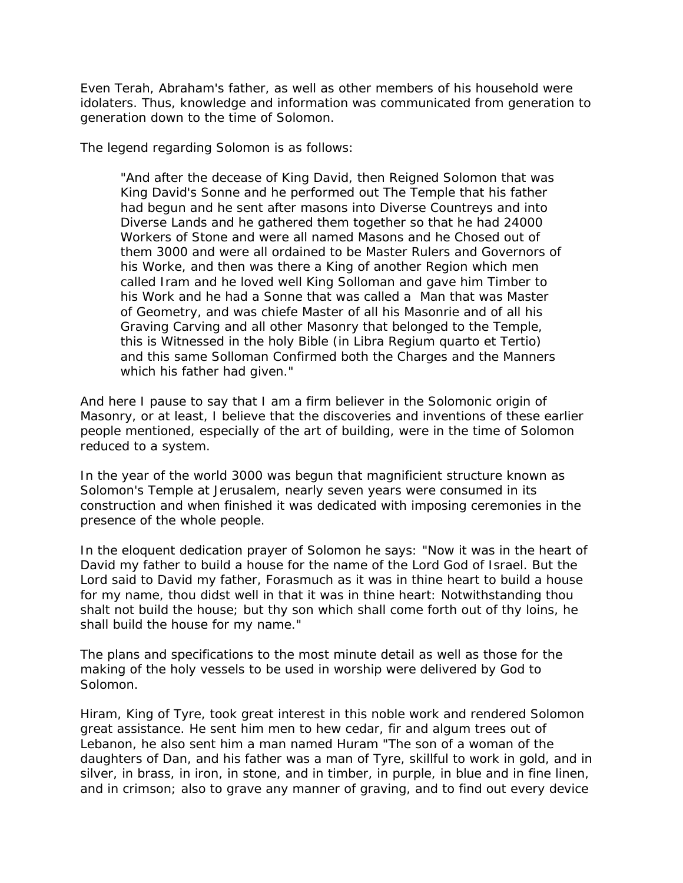Even Terah, Abraham's father, as well as other members of his household were idolaters. Thus, knowledge and information was communicated from generation to generation down to the time of Solomon.

The legend regarding Solomon is as follows:

> "And after the decease of King David, then Reigned Solomon that was King David's Sonne and he performed out The Temple that his father had begun and he sent after masons into Diverse Countreys and into Diverse Lands and he gathered them together so that he had 24000 Workers of Stone and were all named Masons and he Chosed out of them 3000 and were all ordained to be Master Rulers and Governors of his Worke, and then was there a King of another Region which men called Iram and he loved well King Solloman and gave him Timber to his Work and he had a Sonne that was called a Man that was Master of Geometry, and was chiefe Master of all his Masonrie and of all his Graving Carving and all other Masonry that belonged to the Temple, this is Witnessed in the holy Bible (in Libra Regium quarto et Tertio) and this same Solloman Confirmed both the Charges and the Manners which his father had given."

And here I pause to say that I am a firm believer in the Solomonic origin of Masonry, or at least, I believe that the discoveries and inventions of these earlier people mentioned, especially of the art of building, were in the time of Solomon reduced to a system.

In the year of the world 3000 was begun that magnificient structure known as Solomon's Temple at Jerusalem, nearly seven years were consumed in its construction and when finished it was dedicated with imposing ceremonies in the presence of the whole people.

In the eloquent dedication prayer of Solomon he says: "Now it was in the heart of David my father to build a house for the name of the Lord God of Israel. But the Lord said to David my father, Forasmuch as it was in thine heart to build a house for my name, thou didst well in that it was in thine heart: Notwithstanding thou shalt not build the house; but thy son which shall come forth out of thy loins, he shall build the house for my name."

The plans and specifications to the most minute detail as well as those for the making of the holy vessels to be used in worship were delivered by God to Solomon.

Hiram, King of Tyre, took great interest in this noble work and rendered Solomon great assistance. He sent him men to hew cedar, fir and algum trees out of Lebanon, he also sent him a man named Huram "The son of a woman of the daughters of Dan, and his father was a man of Tyre, skillful to work in gold, and in silver, in brass, in iron, in stone, and in timber, in purple, in blue and in fine linen, and in crimson; also to grave any manner of graving, and to find out every device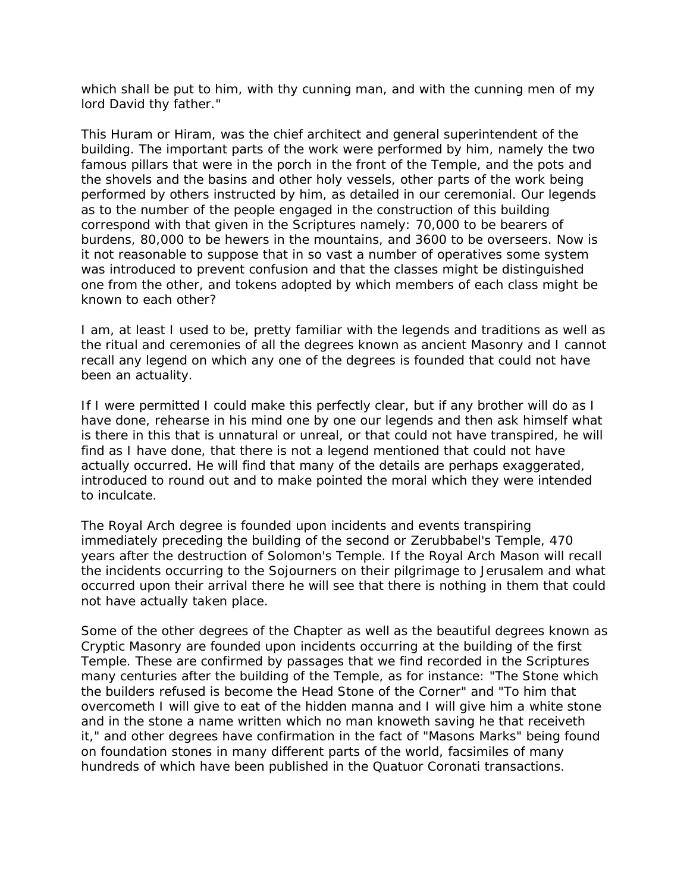which shall be put to him, with thy cunning man, and with the cunning men of my lord David thy father."

This Huram or Hiram, was the chief architect and general superintendent of the building. The important parts of the work were performed by him, namely the two famous pillars that were in the porch in the front of the Temple, and the pots and the shovels and the basins and other holy vessels, other parts of the work being performed by others instructed by him, as detailed in our ceremonial. Our legends as to the number of the people engaged in the construction of this building correspond with that given in the Scriptures namely: 70,000 to be bearers of burdens, 80,000 to be hewers in the mountains, and 3600 to be overseers. Now is it not reasonable to suppose that in so vast a number of operatives some system was introduced to prevent confusion and that the classes might be distinguished one from the other, and tokens adopted by which members of each class might be known to each other?

I am, at least I used to be, pretty familiar with the legends and traditions as well as the ritual and ceremonies of all the degrees known as ancient Masonry and I cannot recall any legend on which any one of the degrees is founded that could not have been an actuality.

If I were permitted I could make this perfectly clear, but if any brother will do as I have done, rehearse in his mind one by one our legends and then ask himself what is there in this that is unnatural or unreal, or that could not have transpired, he will find as I have done, that there is not a legend mentioned that could not have actually occurred. He will find that many of the details are perhaps exaggerated, introduced to round out and to make pointed the moral which they were intended to inculcate.

The Royal Arch degree is founded upon incidents and events transpiring immediately preceding the building of the second or Zerubbabel's Temple, 470 years after the destruction of Solomon's Temple. If the Royal Arch Mason will recall the incidents occurring to the Sojourners on their pilgrimage to Jerusalem and what occurred upon their arrival there he will see that there is nothing in them that could not have actually taken place.

Some of the other degrees of the Chapter as well as the beautiful degrees known as Cryptic Masonry are founded upon incidents occurring at the building of the first Temple. These are confirmed by passages that we find recorded in the Scriptures many centuries after the building of the Temple, as for instance: "The Stone which the builders refused is become the Head Stone of the Corner" and "To him that overcometh I will give to eat of the hidden manna and I will give him a white stone and in the stone a name written which no man knoweth saving he that receiveth it," and other degrees have confirmation in the fact of "Masons Marks" being found on foundation stones in many different parts of the world, facsimiles of many hundreds of which have been published in the Quatuor Coronati transactions.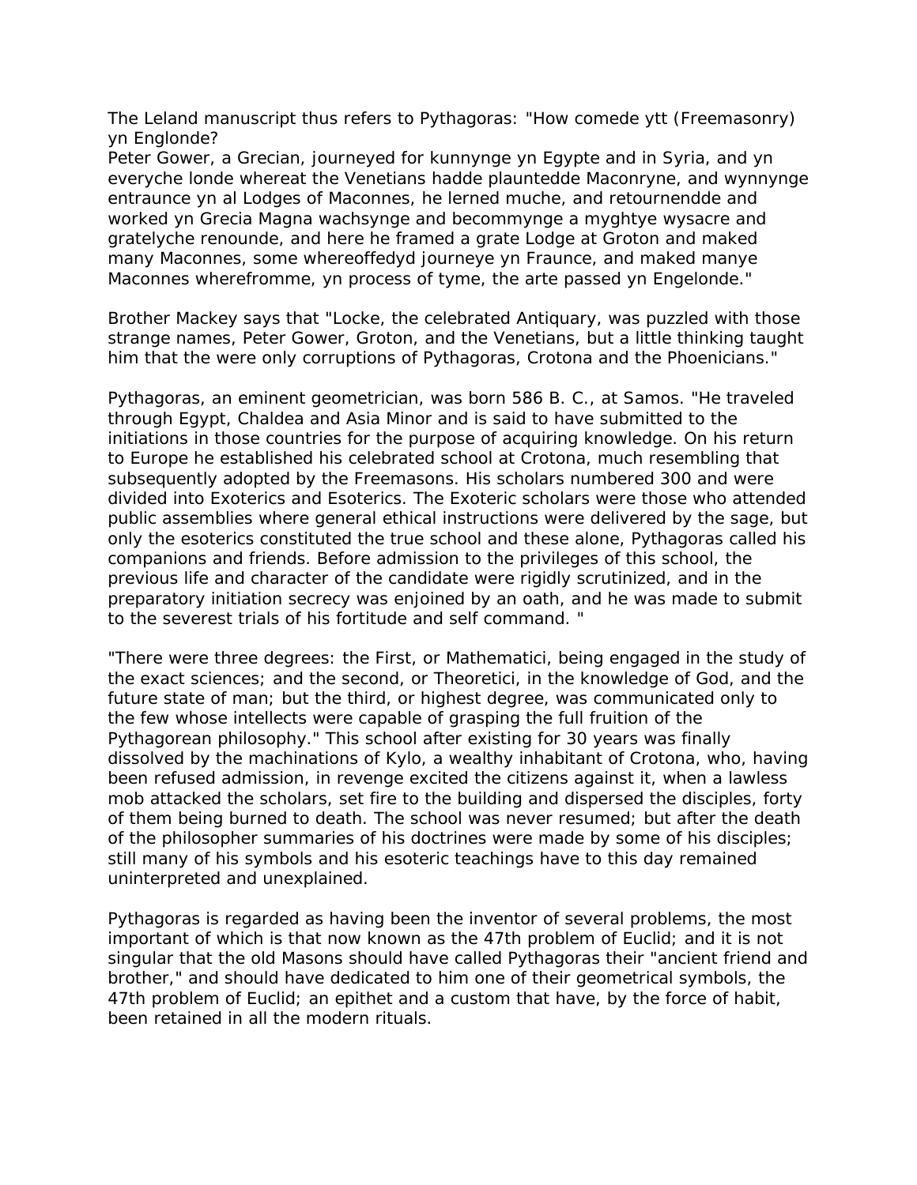The Leland manuscript thus refers to Pythagoras: "How comede ytt (Freemasonry) yn Englonde?
Peter Gower, a Grecian, journeyed for kunnynge yn Egypte and in Syria, and yn everyche londe whereat the Venetians hadde plauntedde Maconryne, and wynnynge entraunce yn al Lodges of Maconnes, he lerned muche, and retournendde and worked yn Grecia Magna wachsynge and becommynge a myghtye wysacre and gratelyche renounde, and here he framed a grate Lodge at Groton and maked many Maconnes, some whereoffedyd journeye yn Fraunce, and maked manye Maconnes wherefromme, yn process of tyme, the arte passed yn Engelonde."

Brother Mackey says that "Locke, the celebrated Antiquary, was puzzled with those strange names, Peter Gower, Groton, and the Venetians, but a little thinking taught him that the were only corruptions of Pythagoras, Crotona and the Phoenicians."

Pythagoras, an eminent geometrician, was born 586 B. C., at Samos. "He traveled through Egypt, Chaldea and Asia Minor and is said to have submitted to the initiations in those countries for the purpose of acquiring knowledge. On his return to Europe he established his celebrated school at Crotona, much resembling that subsequently adopted by the Freemasons. His scholars numbered 300 and were divided into Exoterics and Esoterics. The Exoteric scholars were those who attended public assemblies where general ethical instructions were delivered by the sage, but only the esoterics constituted the true school and these alone, Pythagoras called his companions and friends. Before admission to the privileges of this school, the previous life and character of the candidate were rigidly scrutinized, and in the preparatory initiation secrecy was enjoined by an oath, and he was made to submit to the severest trials of his fortitude and self command. "

"There were three degrees: the First, or Mathematici, being engaged in the study of the exact sciences; and the second, or Theoretici, in the knowledge of God, and the future state of man; but the third, or highest degree, was communicated only to the few whose intellects were capable of grasping the full fruition of the Pythagorean philosophy." This school after existing for 30 years was finally dissolved by the machinations of Kylo, a wealthy inhabitant of Crotona, who, having been refused admission, in revenge excited the citizens against it, when a lawless mob attacked the scholars, set fire to the building and dispersed the disciples, forty of them being burned to death. The school was never resumed; but after the death of the philosopher summaries of his doctrines were made by some of his disciples; still many of his symbols and his esoteric teachings have to this day remained uninterpreted and unexplained.

Pythagoras is regarded as having been the inventor of several problems, the most important of which is that now known as the 47th problem of Euclid; and it is not singular that the old Masons should have called Pythagoras their "ancient friend and brother," and should have dedicated to him one of their geometrical symbols, the 47th problem of Euclid; an epithet and a custom that have, by the force of habit, been retained in all the modern rituals.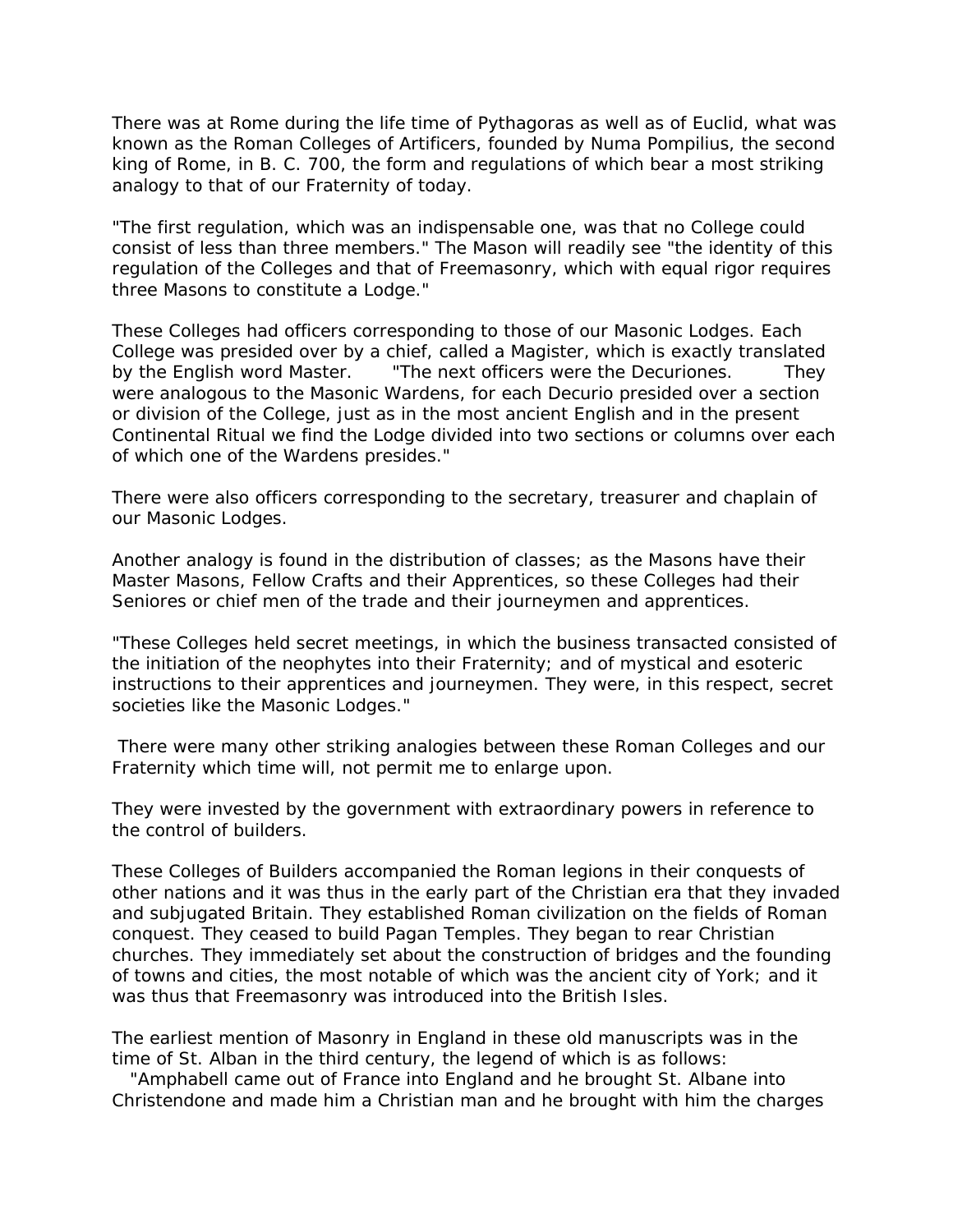There was at Rome during the life time of Pythagoras as well as of Euclid, what was known as the Roman Colleges of Artificers, founded by Numa Pompilius, the second king of Rome, in B. C. 700, the form and regulations of which bear a most striking analogy to that of our Fraternity of today.

"The first regulation, which was an indispensable one, was that no College could consist of less than three members." The Mason will readily see "the identity of this regulation of the Colleges and that of Freemasonry, which with equal rigor requires three Masons to constitute a Lodge."

These Colleges had officers corresponding to those of our Masonic Lodges. Each College was presided over by a chief, called a Magister, which is exactly translated by the English word Master. "The next officers were the Decuriones. They were analogous to the Masonic Wardens, for each Decurio presided over a section or division of the College, just as in the most ancient English and in the present Continental Ritual we find the Lodge divided into two sections or columns over each of which one of the Wardens presides."

There were also officers corresponding to the secretary, treasurer and chaplain of our Masonic Lodges.

Another analogy is found in the distribution of classes; as the Masons have their Master Masons, Fellow Crafts and their Apprentices, so these Colleges had their Seniores or chief men of the trade and their journeymen and apprentices.

"These Colleges held secret meetings, in which the business transacted consisted of the initiation of the neophytes into their Fraternity; and of mystical and esoteric instructions to their apprentices and journeymen. They were, in this respect, secret societies like the Masonic Lodges."

There were many other striking analogies between these Roman Colleges and our Fraternity which time will, not permit me to enlarge upon.

They were invested by the government with extraordinary powers in reference to the control of builders.

These Colleges of Builders accompanied the Roman legions in their conquests of other nations and it was thus in the early part of the Christian era that they invaded and subjugated Britain. They established Roman civilization on the fields of Roman conquest. They ceased to build Pagan Temples. They began to rear Christian churches. They immediately set about the construction of bridges and the founding of towns and cities, the most notable of which was the ancient city of York; and it was thus that Freemasonry was introduced into the British Isles.

The earliest mention of Masonry in England in these old manuscripts was in the time of St. Alban in the third century, the legend of which is as follows:

"Amphabell came out of France into England and he brought St. Albane into Christendone and made him a Christian man and he brought with him the charges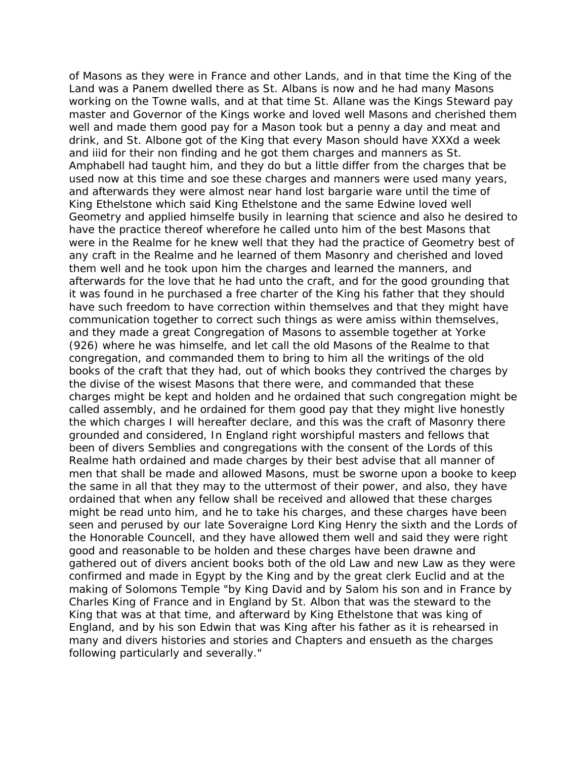of Masons as they were in France and other Lands, and in that time the King of the Land was a Panem dwelled there as St. Albans is now and he had many Masons working on the Towne walls, and at that time St. Allane was the Kings Steward pay master and Governor of the Kings worke and loved well Masons and cherished them well and made them good pay for a Mason took but a penny a day and meat and drink, and St. Albone got of the King that every Mason should have XXXd a week and iiid for their non finding and he got them charges and manners as St. Amphabell had taught him, and they do but a little differ from the charges that be used now at this time and soe these charges and manners were used many years, and afterwards they were almost near hand lost bargarie ware until the time of King Ethelstone which said King Ethelstone and the same Edwine loved well Geometry and applied himselfe busily in learning that science and also he desired to have the practice thereof wherefore he called unto him of the best Masons that were in the Realme for he knew well that they had the practice of Geometry best of any craft in the Realme and he learned of them Masonry and cherished and loved them well and he took upon him the charges and learned the manners, and afterwards for the love that he had unto the craft, and for the good grounding that it was found in he purchased a free charter of the King his father that they should have such freedom to have correction within themselves and that they might have communication together to correct such things as were amiss within themselves, and they made a great Congregation of Masons to assemble together at Yorke (926) where he was himselfe, and let call the old Masons of the Realme to that congregation, and commanded them to bring to him all the writings of the old books of the craft that they had, out of which books they contrived the charges by the divise of the wisest Masons that there were, and commanded that these charges might be kept and holden and he ordained that such congregation might be called assembly, and he ordained for them good pay that they might live honestly the which charges I will hereafter declare, and this was the craft of Masonry there grounded and considered, In England right worshipful masters and fellows that been of divers Semblies and congregations with the consent of the Lords of this Realme hath ordained and made charges by their best advise that all manner of men that shall be made and allowed Masons, must be sworne upon a booke to keep the same in all that they may to the uttermost of their power, and also, they have ordained that when any fellow shall be received and allowed that these charges might be read unto him, and he to take his charges, and these charges have been seen and perused by our late Soveraigne Lord King Henry the sixth and the Lords of the Honorable Councell, and they have allowed them well and said they were right good and reasonable to be holden and these charges have been drawne and gathered out of divers ancient books both of the old Law and new Law as they were confirmed and made in Egypt by the King and by the great clerk Euclid and at the making of Solomons Temple "by King David and by Salom his son and in France by Charles King of France and in England by St. Albon that was the steward to the King that was at that time, and afterward by King Ethelstone that was king of England, and by his son Edwin that was King after his father as it is rehearsed in many and divers histories and stories and Chapters and ensueth as the charges following particularly and severally."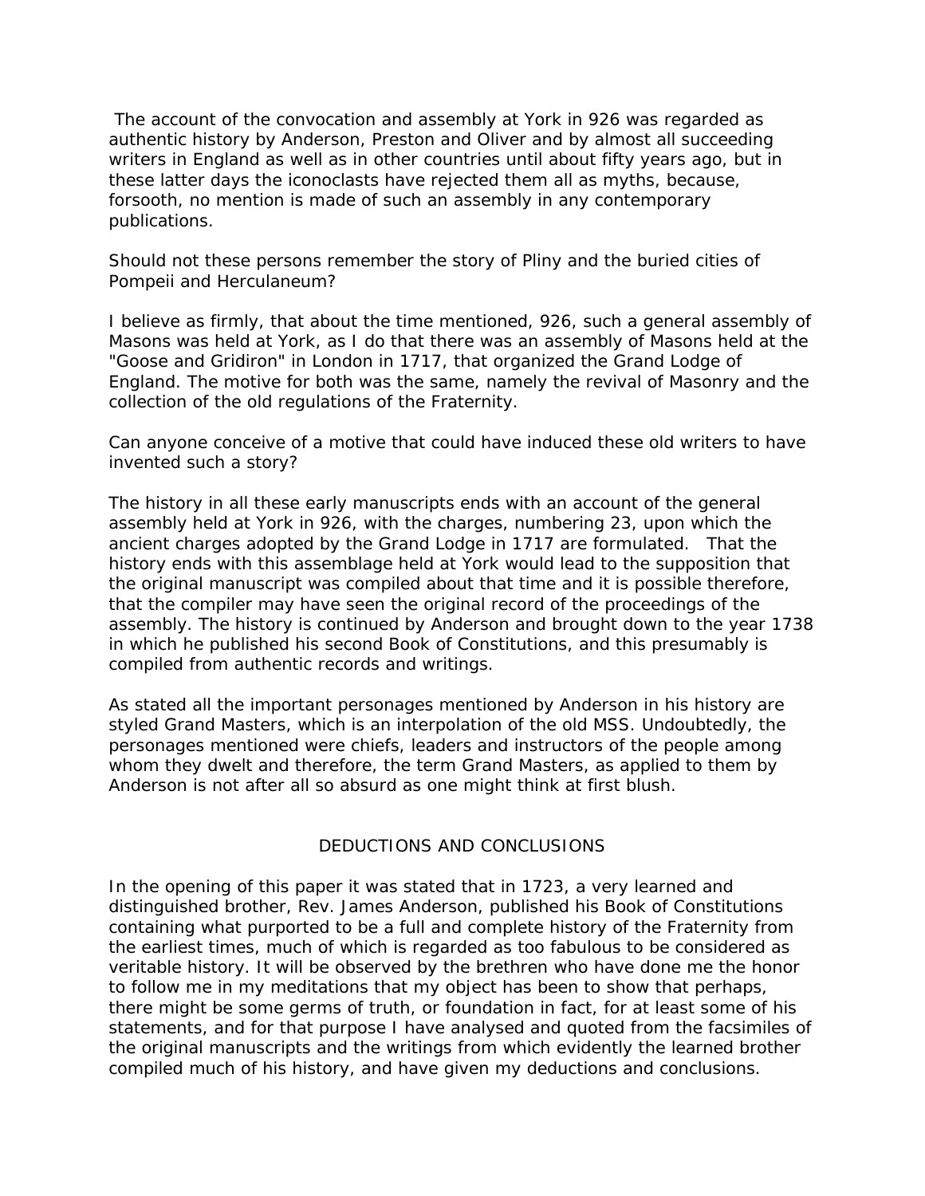The account of the convocation and assembly at York in 926 was regarded as authentic history by Anderson, Preston and Oliver and by almost all succeeding writers in England as well as in other countries until about fifty years ago, but in these latter days the iconoclasts have rejected them all as myths, because, forsooth, no mention is made of such an assembly in any contemporary publications.

Should not these persons remember the story of Pliny and the buried cities of Pompeii and Herculaneum?

I believe as firmly, that about the time mentioned, 926, such a general assembly of Masons was held at York, as I do that there was an assembly of Masons held at the "Goose and Gridiron" in London in 1717, that organized the Grand Lodge of England. The motive for both was the same, namely the revival of Masonry and the collection of the old regulations of the Fraternity.

Can anyone conceive of a motive that could have induced these old writers to have invented such a story?

The history in all these early manuscripts ends with an account of the general assembly held at York in 926, with the charges, numbering 23, upon which the ancient charges adopted by the Grand Lodge in 1717 are formulated. That the history ends with this assemblage held at York would lead to the supposition that the original manuscript was compiled about that time and it is possible therefore, that the compiler may have seen the original record of the proceedings of the assembly. The history is continued by Anderson and brought down to the year 1738 in which he published his second Book of Constitutions, and this presumably is compiled from authentic records and writings.

As stated all the important personages mentioned by Anderson in his history are styled Grand Masters, which is an interpolation of the old MSS. Undoubtedly, the personages mentioned were chiefs, leaders and instructors of the people among whom they dwelt and therefore, the term Grand Masters, as applied to them by Anderson is not after all so absurd as one might think at first blush.

## DEDUCTIONS AND CONCLUSIONS

In the opening of this paper it was stated that in 1723, a very learned and distinguished brother, Rev. James Anderson, published his Book of Constitutions containing what purported to be a full and complete history of the Fraternity from the earliest times, much of which is regarded as too fabulous to be considered as veritable history. It will be observed by the brethren who have done me the honor to follow me in my meditations that my object has been to show that perhaps, there might be some germs of truth, or foundation in fact, for at least some of his statements, and for that purpose I have analysed and quoted from the facsimiles of the original manuscripts and the writings from which evidently the learned brother compiled much of his history, and have given my deductions and conclusions.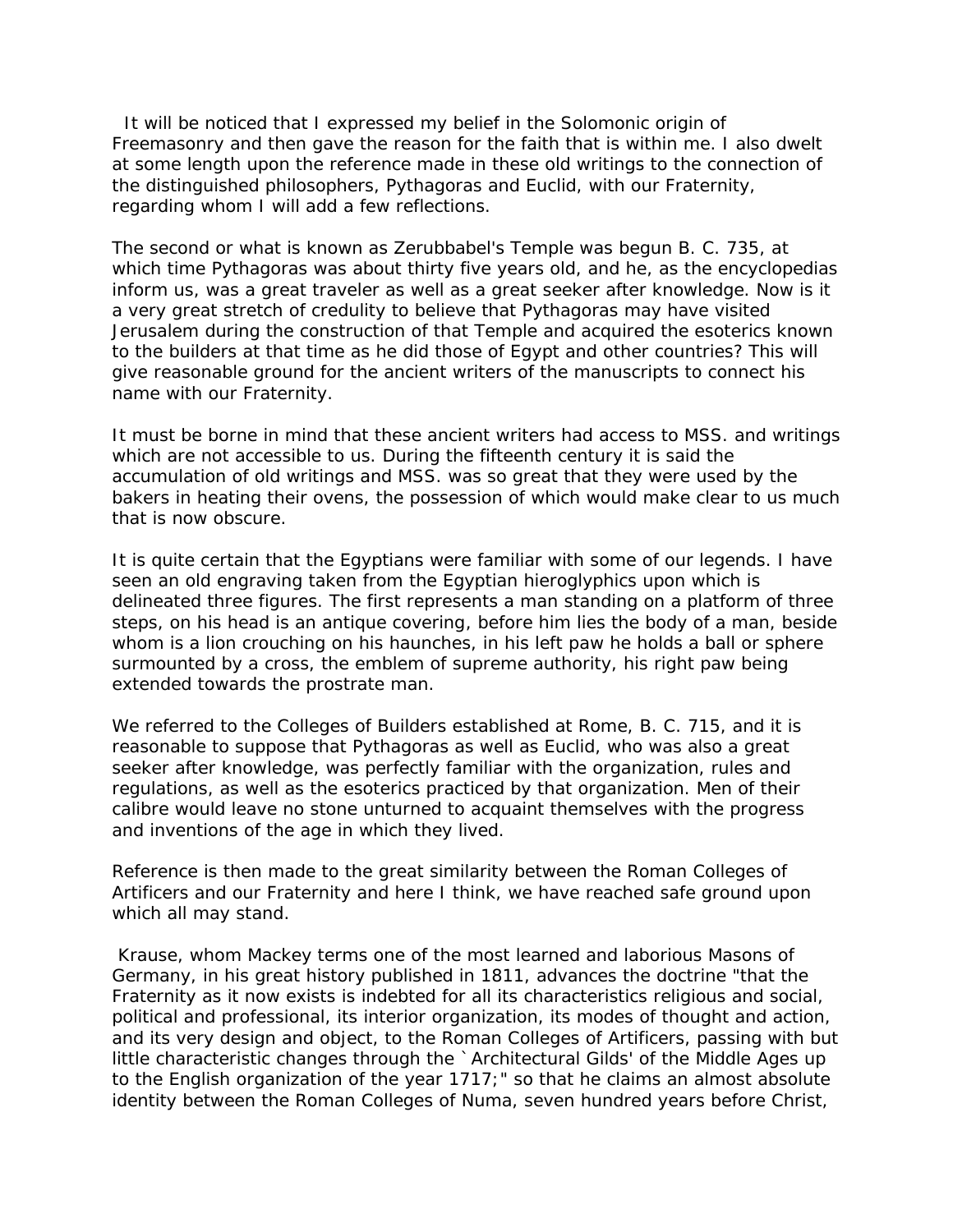It will be noticed that I expressed my belief in the Solomonic origin of Freemasonry and then gave the reason for the faith that is within me. I also dwelt at some length upon the reference made in these old writings to the connection of the distinguished philosophers, Pythagoras and Euclid, with our Fraternity, regarding whom I will add a few reflections.

The second or what is known as Zerubbabel's Temple was begun B. C. 735, at which time Pythagoras was about thirty five years old, and he, as the encyclopedias inform us, was a great traveler as well as a great seeker after knowledge. Now is it a very great stretch of credulity to believe that Pythagoras may have visited Jerusalem during the construction of that Temple and acquired the esoterics known to the builders at that time as he did those of Egypt and other countries? This will give reasonable ground for the ancient writers of the manuscripts to connect his name with our Fraternity.

It must be borne in mind that these ancient writers had access to MSS. and writings which are not accessible to us. During the fifteenth century it is said the accumulation of old writings and MSS. was so great that they were used by the bakers in heating their ovens, the possession of which would make clear to us much that is now obscure.

It is quite certain that the Egyptians were familiar with some of our legends. I have seen an old engraving taken from the Egyptian hieroglyphics upon which is delineated three figures. The first represents a man standing on a platform of three steps, on his head is an antique covering, before him lies the body of a man, beside whom is a lion crouching on his haunches, in his left paw he holds a ball or sphere surmounted by a cross, the emblem of supreme authority, his right paw being extended towards the prostrate man.

We referred to the Colleges of Builders established at Rome, B. C. 715, and it is reasonable to suppose that Pythagoras as well as Euclid, who was also a great seeker after knowledge, was perfectly familiar with the organization, rules and regulations, as well as the esoterics practiced by that organization. Men of their calibre would leave no stone unturned to acquaint themselves with the progress and inventions of the age in which they lived.

Reference is then made to the great similarity between the Roman Colleges of Artificers and our Fraternity and here I think, we have reached safe ground upon which all may stand.

Krause, whom Mackey terms one of the most learned and laborious Masons of Germany, in his great history published in 1811, advances the doctrine "that the Fraternity as it now exists is indebted for all its characteristics religious and social, political and professional, its interior organization, its modes of thought and action, and its very design and object, to the Roman Colleges of Artificers, passing with but little characteristic changes through the `Architectural Gilds' of the Middle Ages up to the English organization of the year 1717;" so that he claims an almost absolute identity between the Roman Colleges of Numa, seven hundred years before Christ,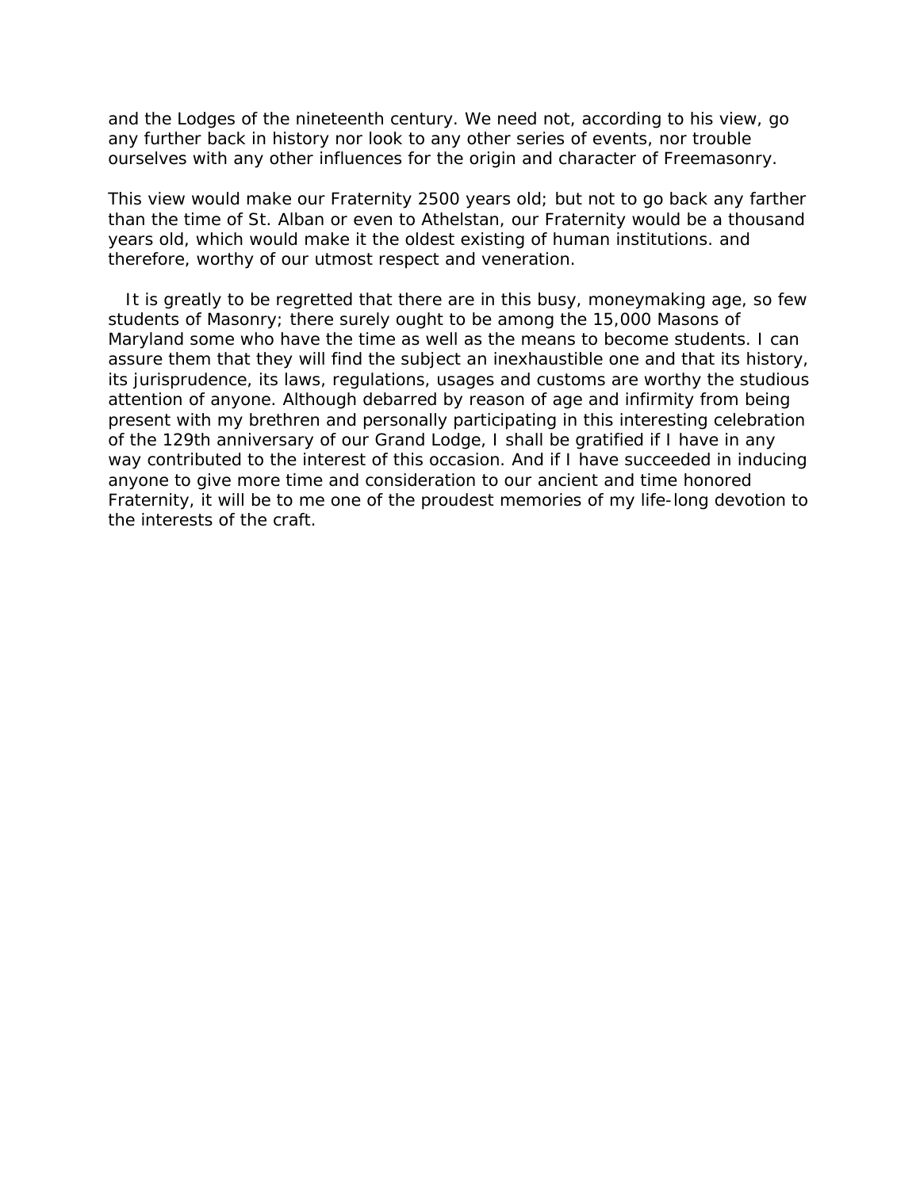and the Lodges of the nineteenth century. We need not, according to his view, go any further back in history nor look to any other series of events, nor trouble ourselves with any other influences for the origin and character of Freemasonry.

This view would make our Fraternity 2500 years old; but not to go back any farther than the time of St. Alban or even to Athelstan, our Fraternity would be a thousand years old, which would make it the oldest existing of human institutions. and therefore, worthy of our utmost respect and veneration.

It is greatly to be regretted that there are in this busy, moneymaking age, so few students of Masonry; there surely ought to be among the 15,000 Masons of Maryland some who have the time as well as the means to become students. I can assure them that they will find the subject an inexhaustible one and that its history, its jurisprudence, its laws, regulations, usages and customs are worthy the studious attention of anyone. Although debarred by reason of age and infirmity from being present with my brethren and personally participating in this interesting celebration of the 129th anniversary of our Grand Lodge, I shall be gratified if I have in any way contributed to the interest of this occasion. And if I have succeeded in inducing anyone to give more time and consideration to our ancient and time honored Fraternity, it will be to me one of the proudest memories of my life-long devotion to the interests of the craft.